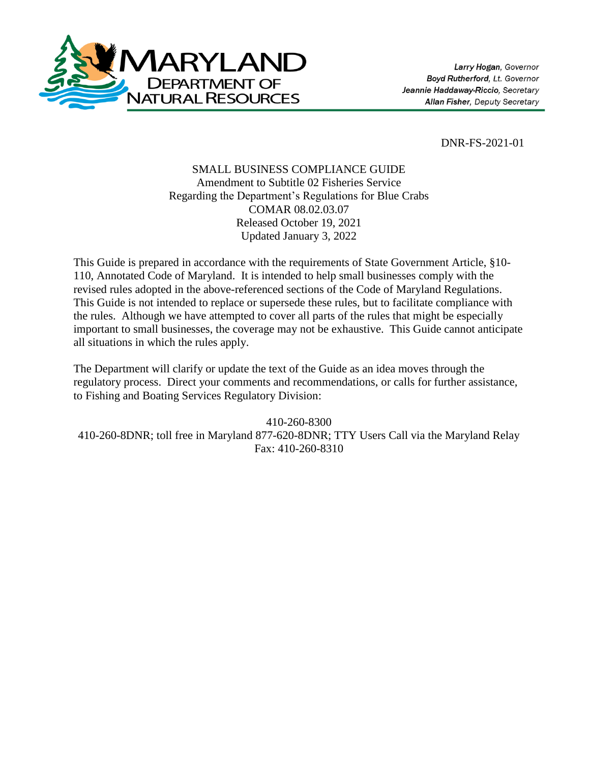**MARYLAND DEPARTMENT OF NATURAL RESOURCES**

*Larry Hogan, Governor*
*Boyd Rutherford, Lt. Governor*
*Jeannie Haddaway-Riccio, Secretary*
*Allan Fisher, Deputy Secretary*

DNR-FS-2021-01

SMALL BUSINESS COMPLIANCE GUIDE
Amendment to Subtitle 02 Fisheries Service
Regarding the Department's Regulations for Blue Crabs
COMAR 08.02.03.07
Released October 19, 2021
Updated January 3, 2022

This Guide is prepared in accordance with the requirements of State Government Article, §10-110, Annotated Code of Maryland. It is intended to help small businesses comply with the revised rules adopted in the above-referenced sections of the Code of Maryland Regulations. This Guide is not intended to replace or supersede these rules, but to facilitate compliance with the rules. Although we have attempted to cover all parts of the rules that might be especially important to small businesses, the coverage may not be exhaustive. This Guide cannot anticipate all situations in which the rules apply.

The Department will clarify or update the text of the Guide as an idea moves through the regulatory process. Direct your comments and recommendations, or calls for further assistance, to Fishing and Boating Services Regulatory Division:

410-260-8300
410-260-8DNR; toll free in Maryland 877-620-8DNR; TTY Users Call via the Maryland Relay
Fax: 410-260-8310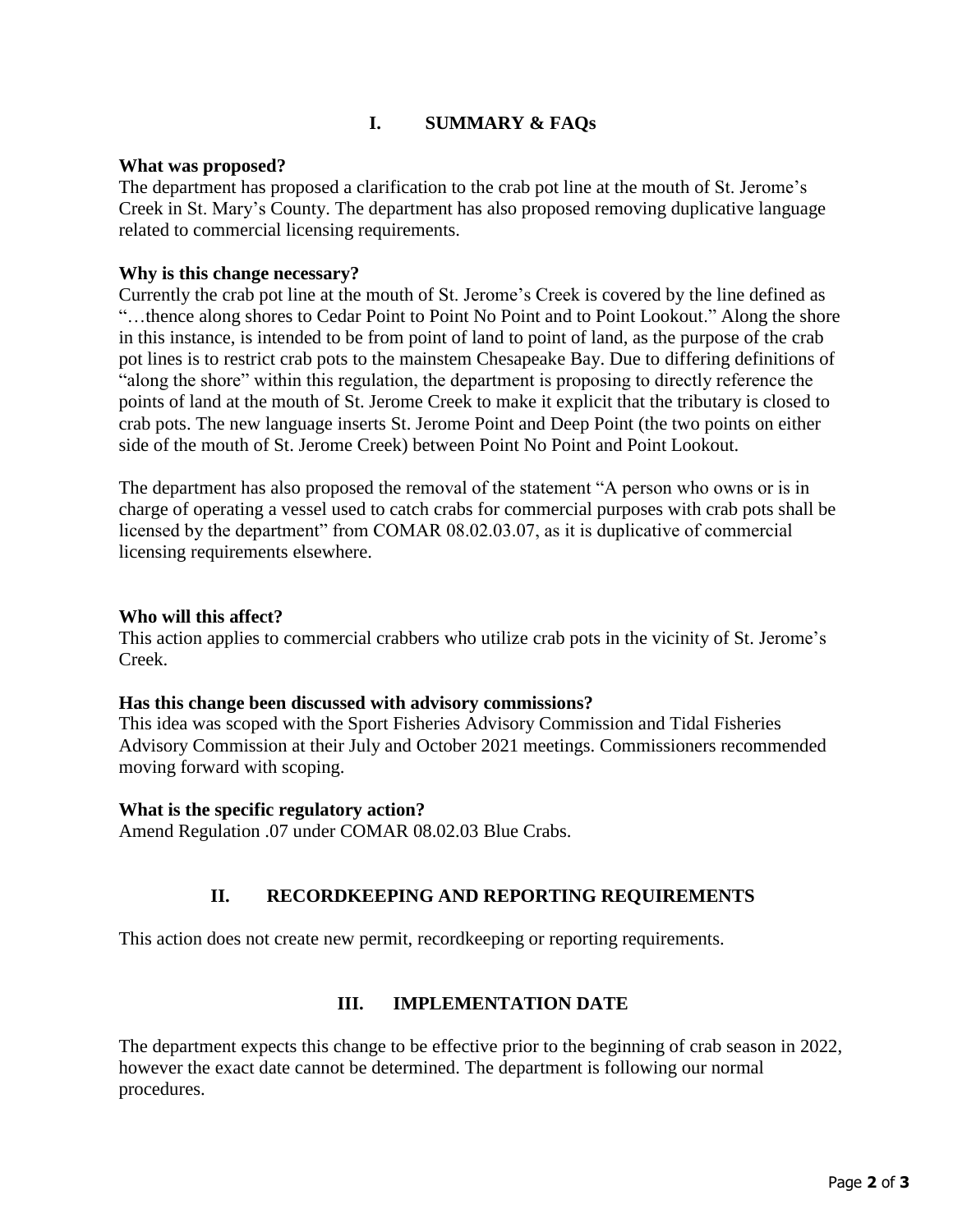## I. SUMMARY & FAQs

**What was proposed?**

The department has proposed a clarification to the crab pot line at the mouth of St. Jerome's Creek in St. Mary's County. The department has also proposed removing duplicative language related to commercial licensing requirements.

**Why is this change necessary?**

Currently the crab pot line at the mouth of St. Jerome's Creek is covered by the line defined as "…thence along shores to Cedar Point to Point No Point and to Point Lookout." Along the shore in this instance, is intended to be from point of land to point of land, as the purpose of the crab pot lines is to restrict crab pots to the mainstem Chesapeake Bay. Due to differing definitions of "along the shore" within this regulation, the department is proposing to directly reference the points of land at the mouth of St. Jerome Creek to make it explicit that the tributary is closed to crab pots. The new language inserts St. Jerome Point and Deep Point (the two points on either side of the mouth of St. Jerome Creek) between Point No Point and Point Lookout.

The department has also proposed the removal of the statement "A person who owns or is in charge of operating a vessel used to catch crabs for commercial purposes with crab pots shall be licensed by the department" from COMAR 08.02.03.07, as it is duplicative of commercial licensing requirements elsewhere.

**Who will this affect?**

This action applies to commercial crabbers who utilize crab pots in the vicinity of St. Jerome's Creek.

**Has this change been discussed with advisory commissions?**

This idea was scoped with the Sport Fisheries Advisory Commission and Tidal Fisheries Advisory Commission at their July and October 2021 meetings. Commissioners recommended moving forward with scoping.

**What is the specific regulatory action?**

Amend Regulation .07 under COMAR 08.02.03 Blue Crabs.

## II. RECORDKEEPING AND REPORTING REQUIREMENTS

This action does not create new permit, recordkeeping or reporting requirements.

## III. IMPLEMENTATION DATE

The department expects this change to be effective prior to the beginning of crab season in 2022, however the exact date cannot be determined. The department is following our normal procedures.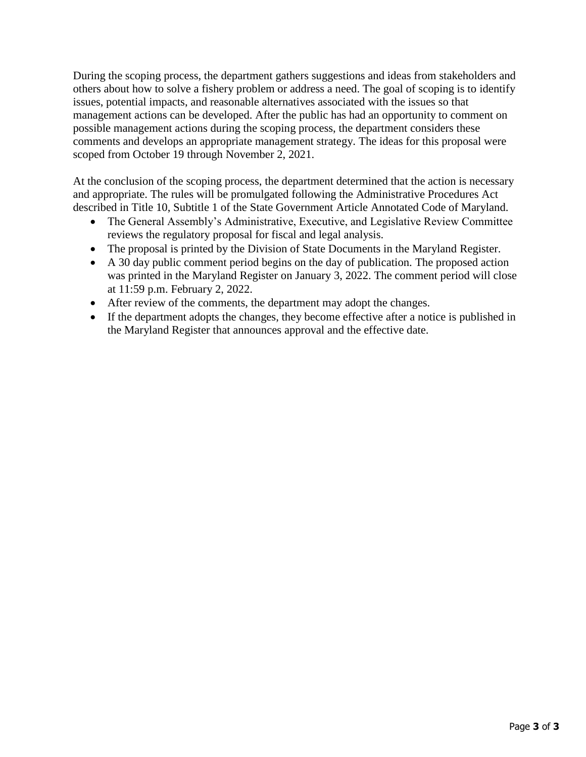During the scoping process, the department gathers suggestions and ideas from stakeholders and others about how to solve a fishery problem or address a need. The goal of scoping is to identify issues, potential impacts, and reasonable alternatives associated with the issues so that management actions can be developed. After the public has had an opportunity to comment on possible management actions during the scoping process, the department considers these comments and develops an appropriate management strategy. The ideas for this proposal were scoped from October 19 through November 2, 2021.

At the conclusion of the scoping process, the department determined that the action is necessary and appropriate. The rules will be promulgated following the Administrative Procedures Act described in Title 10, Subtitle 1 of the State Government Article Annotated Code of Maryland.

- The General Assembly's Administrative, Executive, and Legislative Review Committee reviews the regulatory proposal for fiscal and legal analysis.
- The proposal is printed by the Division of State Documents in the Maryland Register.
- A 30 day public comment period begins on the day of publication. The proposed action was printed in the Maryland Register on January 3, 2022. The comment period will close at 11:59 p.m. February 2, 2022.
- After review of the comments, the department may adopt the changes.
- If the department adopts the changes, they become effective after a notice is published in the Maryland Register that announces approval and the effective date.